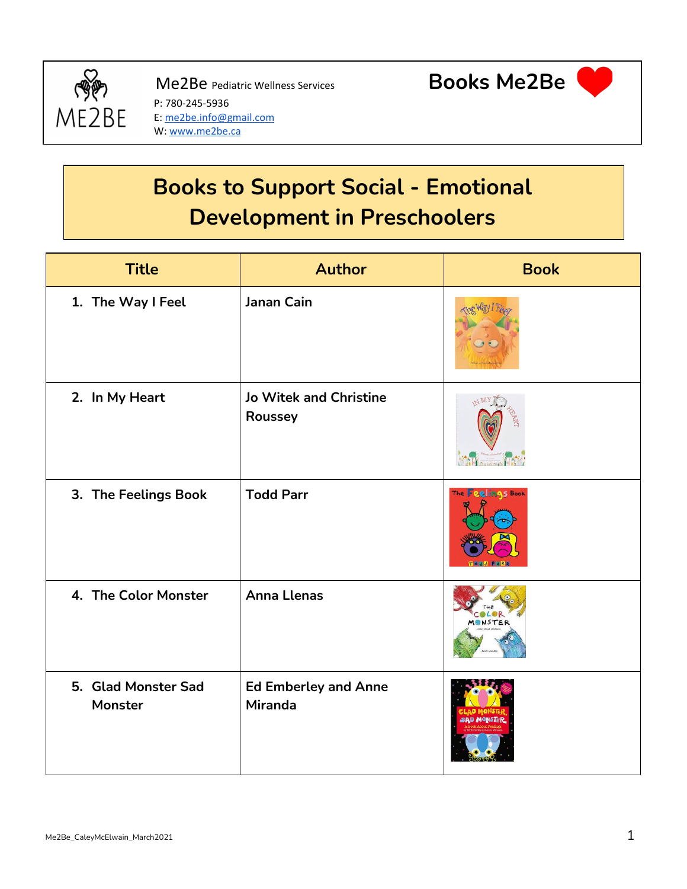Me2Be Pediatric Wellness Services
P: 780-245-5936
E: me2be.info@gmail.com
W: www.me2be.ca

**Books Me2Be**

# Books to Support Social - Emotional Development in Preschoolers

| Title | Author | Book |
|---|---|---|
| 1. The Way I Feel | Janan Cain | |
| 2. In My Heart | Jo Witek and Christine Roussey | |
| 3. The Feelings Book | Todd Parr | |
| 4. The Color Monster | Anna Llenas | |
| 5. Glad Monster Sad Monster | Ed Emberley and Anne Miranda | |

Me2Be_CaleyMcElwain_March2021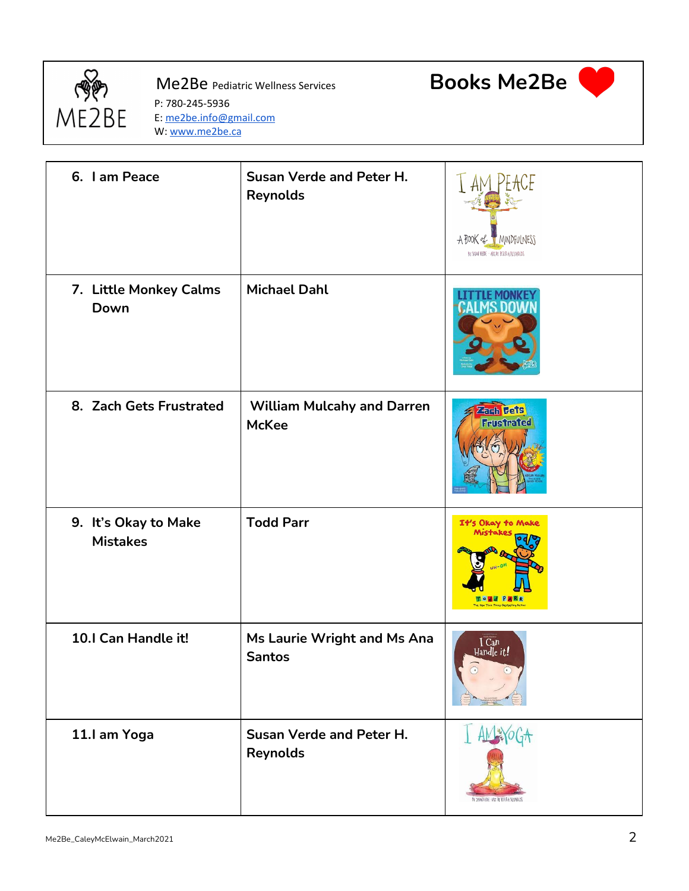Me2Be Pediatric Wellness Services
P: 780-245-5936
E: me2be.info@gmail.com
W: www.me2be.ca

# Books Me2Be

| | | |
|---|---|---|
| 6. I am Peace | Susan Verde and Peter H. Reynolds | |
| 7. Little Monkey Calms Down | Michael Dahl | |
| 8. Zach Gets Frustrated | William Mulcahy and Darren McKee | |
| 9. It's Okay to Make Mistakes | Todd Parr | |
| 10. I Can Handle it! | Ms Laurie Wright and Ms Ana Santos | |
| 11. I am Yoga | Susan Verde and Peter H. Reynolds | |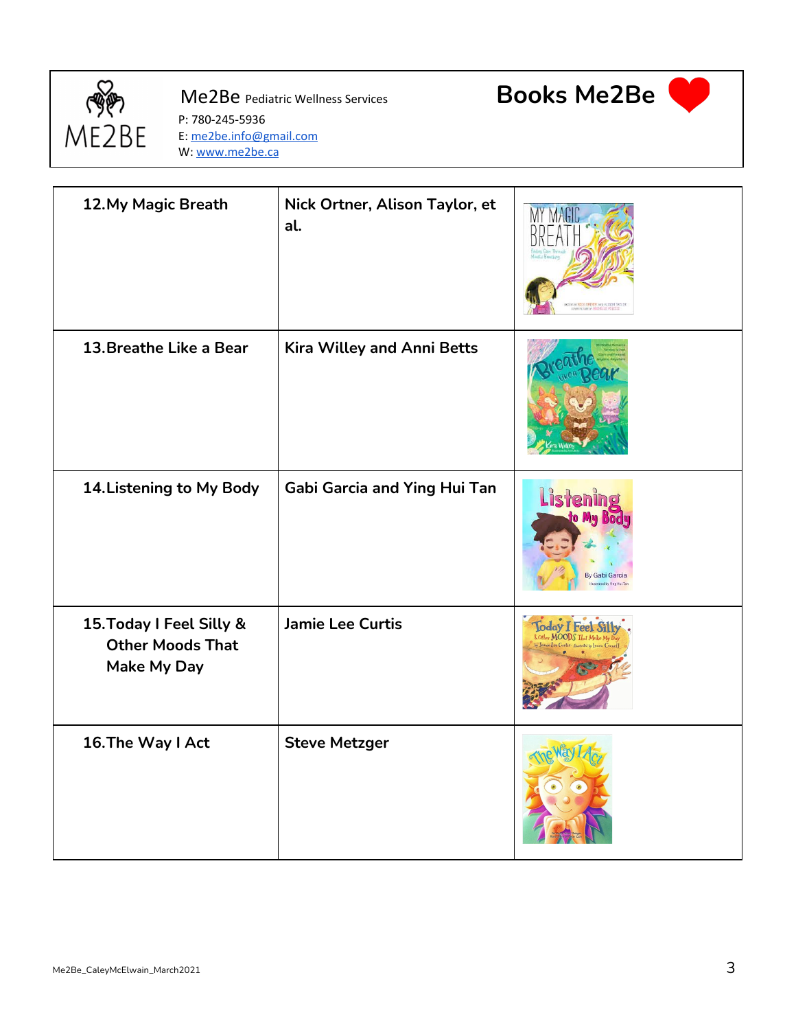Me2Be Pediatric Wellness Services
P: 780-245-5936
E: me2be.info@gmail.com
W: www.me2be.ca

# Books Me2Be

| | | |
|---|---|---|
| 12. My Magic Breath | Nick Ortner, Alison Taylor, et al. | |
| 13. Breathe Like a Bear | Kira Willey and Anni Betts | |
| 14. Listening to My Body | Gabi Garcia and Ying Hui Tan | |
| 15. Today I Feel Silly & Other Moods That Make My Day | Jamie Lee Curtis | |
| 16. The Way I Act | Steve Metzger | |

Me2Be_CaleyMcElwain_March2021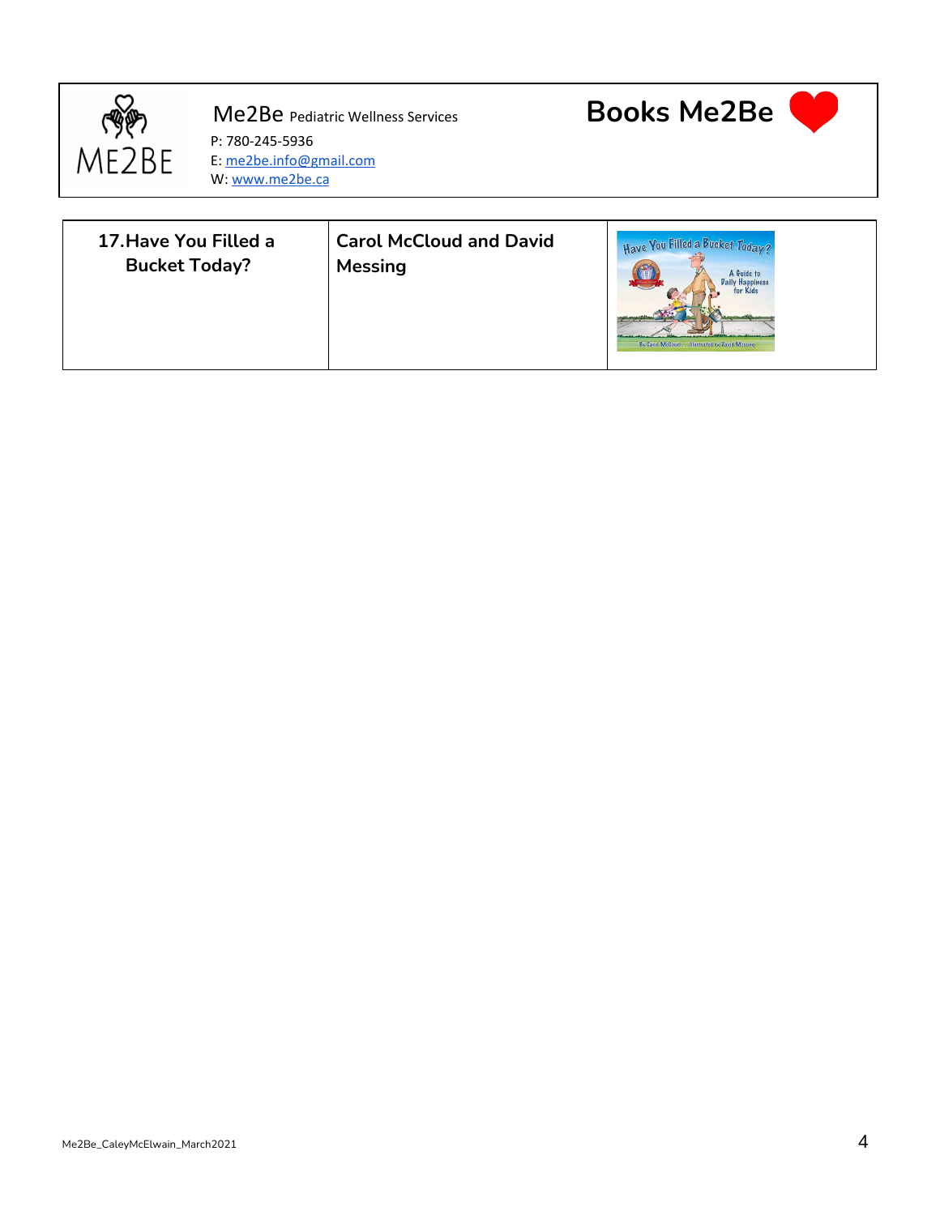Me2Be Pediatric Wellness Services

P: 780-245-5936

E: me2be.info@gmail.com

W: www.me2be.ca

# Books Me2Be

| | | |
|---|---|---|
| 17. Have You Filled a Bucket Today? | Carol McCloud and David Messing | |